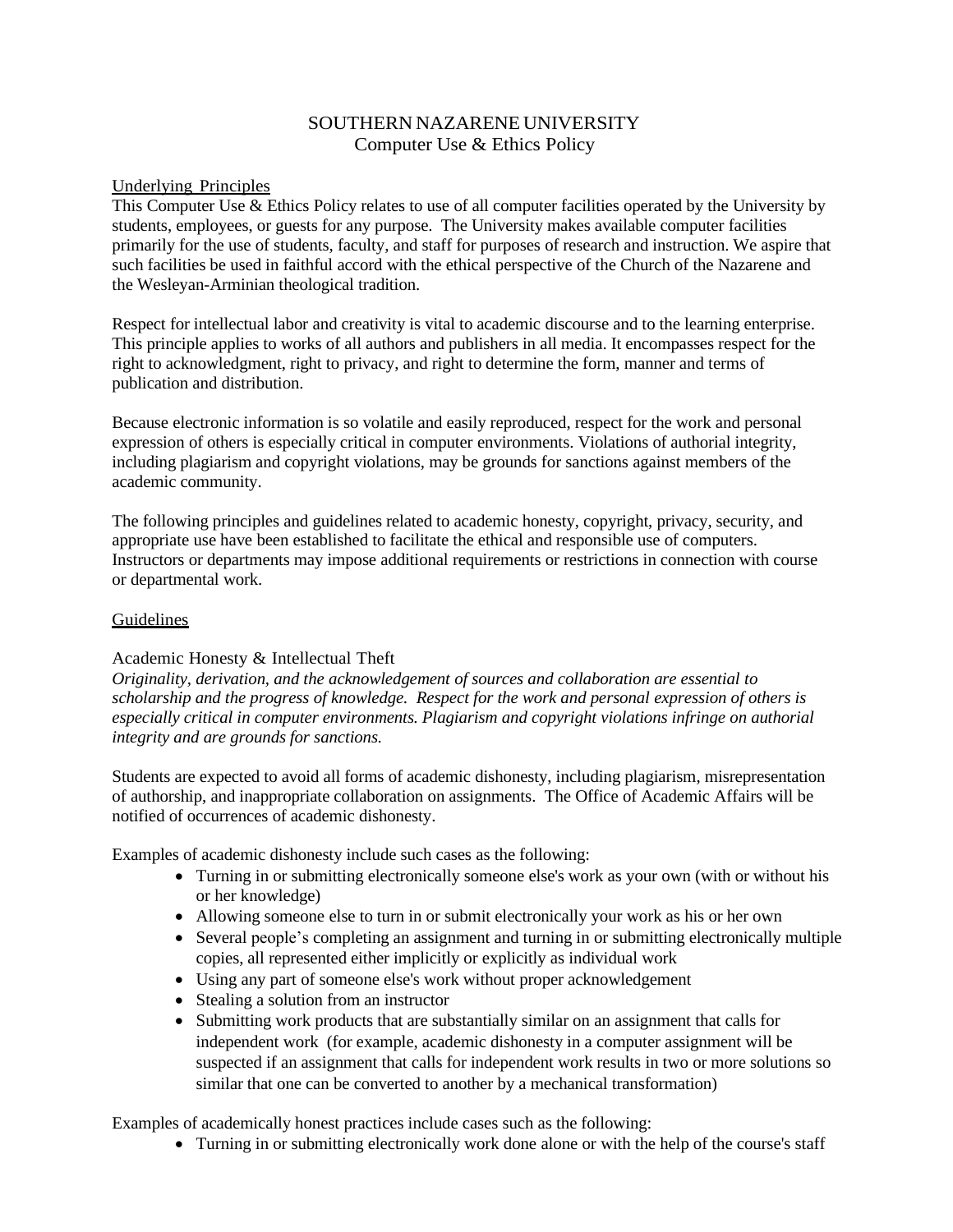# SOUTHERN NAZARENE UNIVERSITY
## Computer Use & Ethics Policy

### Underlying Principles

This Computer Use & Ethics Policy relates to use of all computer facilities operated by the University by students, employees, or guests for any purpose. The University makes available computer facilities primarily for the use of students, faculty, and staff for purposes of research and instruction. We aspire that such facilities be used in faithful accord with the ethical perspective of the Church of the Nazarene and the Wesleyan-Arminian theological tradition.

Respect for intellectual labor and creativity is vital to academic discourse and to the learning enterprise. This principle applies to works of all authors and publishers in all media. It encompasses respect for the right to acknowledgment, right to privacy, and right to determine the form, manner and terms of publication and distribution.

Because electronic information is so volatile and easily reproduced, respect for the work and personal expression of others is especially critical in computer environments. Violations of authorial integrity, including plagiarism and copyright violations, may be grounds for sanctions against members of the academic community.

The following principles and guidelines related to academic honesty, copyright, privacy, security, and appropriate use have been established to facilitate the ethical and responsible use of computers. Instructors or departments may impose additional requirements or restrictions in connection with course or departmental work.

### Guidelines

#### Academic Honesty & Intellectual Theft

*Originality, derivation, and the acknowledgement of sources and collaboration are essential to scholarship and the progress of knowledge. Respect for the work and personal expression of others is especially critical in computer environments. Plagiarism and copyright violations infringe on authorial integrity and are grounds for sanctions.*

Students are expected to avoid all forms of academic dishonesty, including plagiarism, misrepresentation of authorship, and inappropriate collaboration on assignments. The Office of Academic Affairs will be notified of occurrences of academic dishonesty.

Examples of academic dishonesty include such cases as the following:

- Turning in or submitting electronically someone else's work as your own (with or without his or her knowledge)
- Allowing someone else to turn in or submit electronically your work as his or her own
- Several people's completing an assignment and turning in or submitting electronically multiple copies, all represented either implicitly or explicitly as individual work
- Using any part of someone else's work without proper acknowledgement
- Stealing a solution from an instructor
- Submitting work products that are substantially similar on an assignment that calls for independent work (for example, academic dishonesty in a computer assignment will be suspected if an assignment that calls for independent work results in two or more solutions so similar that one can be converted to another by a mechanical transformation)

Examples of academically honest practices include cases such as the following:

- Turning in or submitting electronically work done alone or with the help of the course's staff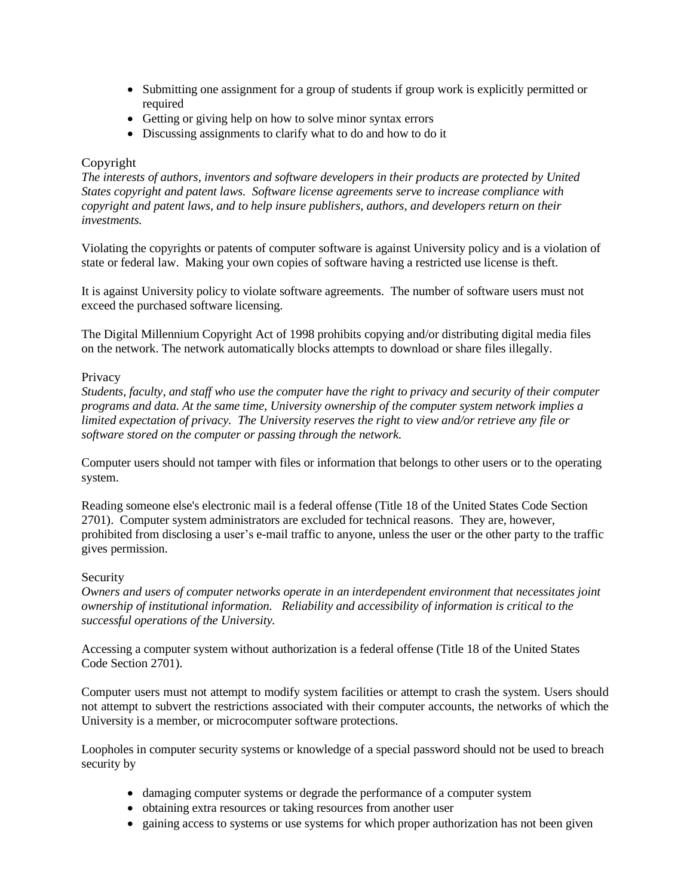- Submitting one assignment for a group of students if group work is explicitly permitted or required
- Getting or giving help on how to solve minor syntax errors
- Discussing assignments to clarify what to do and how to do it

## Copyright

*The interests of authors, inventors and software developers in their products are protected by United States copyright and patent laws. Software license agreements serve to increase compliance with copyright and patent laws, and to help insure publishers, authors, and developers return on their investments.*

Violating the copyrights or patents of computer software is against University policy and is a violation of state or federal law. Making your own copies of software having a restricted use license is theft.

It is against University policy to violate software agreements. The number of software users must not exceed the purchased software licensing.

The Digital Millennium Copyright Act of 1998 prohibits copying and/or distributing digital media files on the network. The network automatically blocks attempts to download or share files illegally.

## Privacy

*Students, faculty, and staff who use the computer have the right to privacy and security of their computer programs and data. At the same time, University ownership of the computer system network implies a limited expectation of privacy. The University reserves the right to view and/or retrieve any file or software stored on the computer or passing through the network.*

Computer users should not tamper with files or information that belongs to other users or to the operating system.

Reading someone else's electronic mail is a federal offense (Title 18 of the United States Code Section 2701). Computer system administrators are excluded for technical reasons. They are, however, prohibited from disclosing a user's e-mail traffic to anyone, unless the user or the other party to the traffic gives permission.

## Security

*Owners and users of computer networks operate in an interdependent environment that necessitates joint ownership of institutional information. Reliability and accessibility of information is critical to the successful operations of the University.*

Accessing a computer system without authorization is a federal offense (Title 18 of the United States Code Section 2701).

Computer users must not attempt to modify system facilities or attempt to crash the system. Users should not attempt to subvert the restrictions associated with their computer accounts, the networks of which the University is a member, or microcomputer software protections.

Loopholes in computer security systems or knowledge of a special password should not be used to breach security by

- damaging computer systems or degrade the performance of a computer system
- obtaining extra resources or taking resources from another user
- gaining access to systems or use systems for which proper authorization has not been given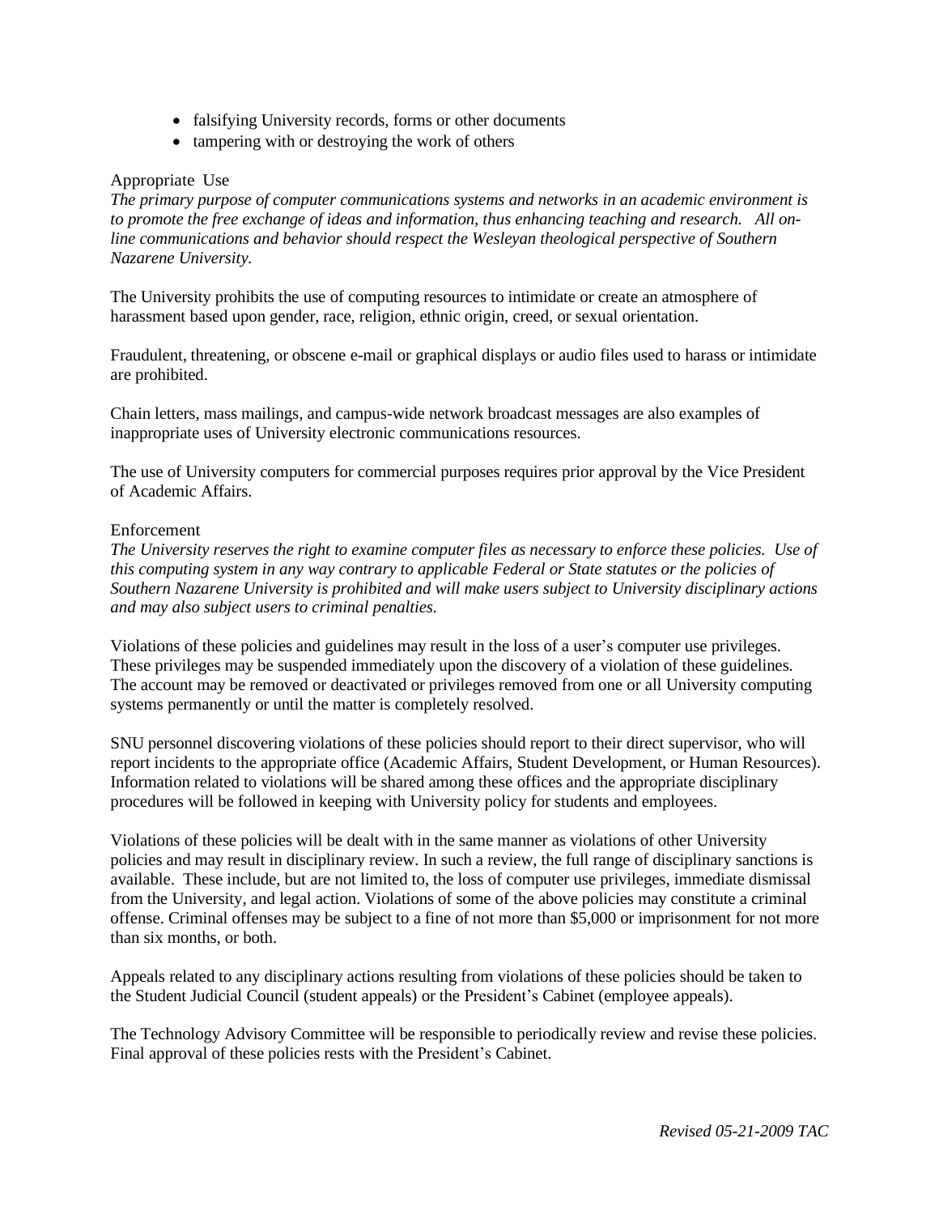- falsifying University records, forms or other documents
- tampering with or destroying the work of others

### Appropriate Use

*The primary purpose of computer communications systems and networks in an academic environment is to promote the free exchange of ideas and information, thus enhancing teaching and research. All on-line communications and behavior should respect the Wesleyan theological perspective of Southern Nazarene University.*

The University prohibits the use of computing resources to intimidate or create an atmosphere of harassment based upon gender, race, religion, ethnic origin, creed, or sexual orientation.

Fraudulent, threatening, or obscene e-mail or graphical displays or audio files used to harass or intimidate are prohibited.

Chain letters, mass mailings, and campus-wide network broadcast messages are also examples of inappropriate uses of University electronic communications resources.

The use of University computers for commercial purposes requires prior approval by the Vice President of Academic Affairs.

### Enforcement

*The University reserves the right to examine computer files as necessary to enforce these policies. Use of this computing system in any way contrary to applicable Federal or State statutes or the policies of Southern Nazarene University is prohibited and will make users subject to University disciplinary actions and may also subject users to criminal penalties.*

Violations of these policies and guidelines may result in the loss of a user's computer use privileges. These privileges may be suspended immediately upon the discovery of a violation of these guidelines. The account may be removed or deactivated or privileges removed from one or all University computing systems permanently or until the matter is completely resolved.

SNU personnel discovering violations of these policies should report to their direct supervisor, who will report incidents to the appropriate office (Academic Affairs, Student Development, or Human Resources). Information related to violations will be shared among these offices and the appropriate disciplinary procedures will be followed in keeping with University policy for students and employees.

Violations of these policies will be dealt with in the same manner as violations of other University policies and may result in disciplinary review. In such a review, the full range of disciplinary sanctions is available. These include, but are not limited to, the loss of computer use privileges, immediate dismissal from the University, and legal action. Violations of some of the above policies may constitute a criminal offense. Criminal offenses may be subject to a fine of not more than $5,000 or imprisonment for not more than six months, or both.

Appeals related to any disciplinary actions resulting from violations of these policies should be taken to the Student Judicial Council (student appeals) or the President's Cabinet (employee appeals).

The Technology Advisory Committee will be responsible to periodically review and revise these policies. Final approval of these policies rests with the President's Cabinet.

*Revised 05-21-2009 TAC*